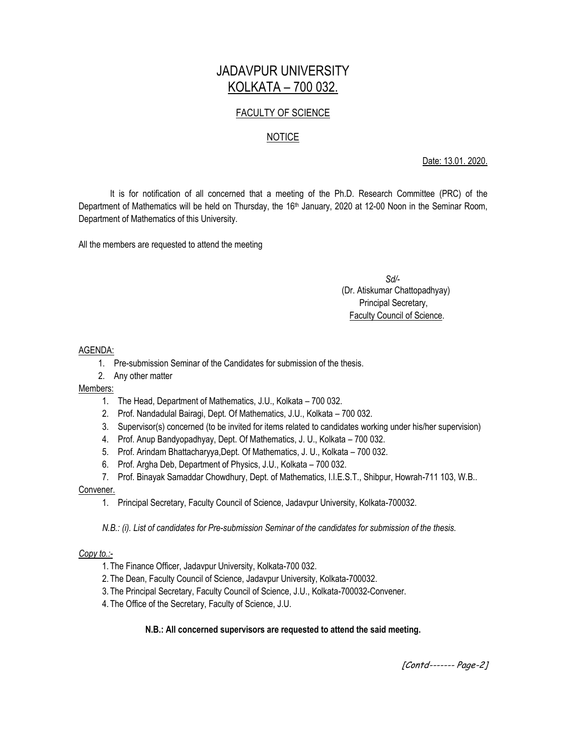# JADAVPUR UNIVERSITY
## KOLKATA – 700 032.

### FACULTY OF SCIENCE

### NOTICE

Date: 13.01. 2020.

It is for notification of all concerned that a meeting of the Ph.D. Research Committee (PRC) of the Department of Mathematics will be held on Thursday, the 16th January, 2020 at 12-00 Noon in the Seminar Room, Department of Mathematics of this University.

All the members are requested to attend the meeting

*Sd/-*
(Dr. Atiskumar Chattopadhyay)
Principal Secretary,
Faculty Council of Science.

AGENDA:

1. Pre-submission Seminar of the Candidates for submission of the thesis.
2. Any other matter

Members:

1. The Head, Department of Mathematics, J.U., Kolkata – 700 032.
2. Prof. Nandadulal Bairagi, Dept. Of Mathematics, J.U., Kolkata – 700 032.
3. Supervisor(s) concerned (to be invited for items related to candidates working under his/her supervision)
4. Prof. Anup Bandyopadhyay, Dept. Of Mathematics, J. U., Kolkata – 700 032.
5. Prof. Arindam Bhattacharyya,Dept. Of Mathematics, J. U., Kolkata – 700 032.
6. Prof. Argha Deb, Department of Physics, J.U., Kolkata – 700 032.
7. Prof. Binayak Samaddar Chowdhury, Dept. of Mathematics, I.I.E.S.T., Shibpur, Howrah-711 103, W.B..

Convener.

1. Principal Secretary, Faculty Council of Science, Jadavpur University, Kolkata-700032.

*N.B.: (i). List of candidates for Pre-submission Seminar of the candidates for submission of the thesis.*

*Copy to.:-*

1. The Finance Officer, Jadavpur University, Kolkata-700 032.
2. The Dean, Faculty Council of Science, Jadavpur University, Kolkata-700032.
3. The Principal Secretary, Faculty Council of Science, J.U., Kolkata-700032-Convener.
4. The Office of the Secretary, Faculty of Science, J.U.

**N.B.: All concerned supervisors are requested to attend the said meeting.**

*[Contd------- Page-2]*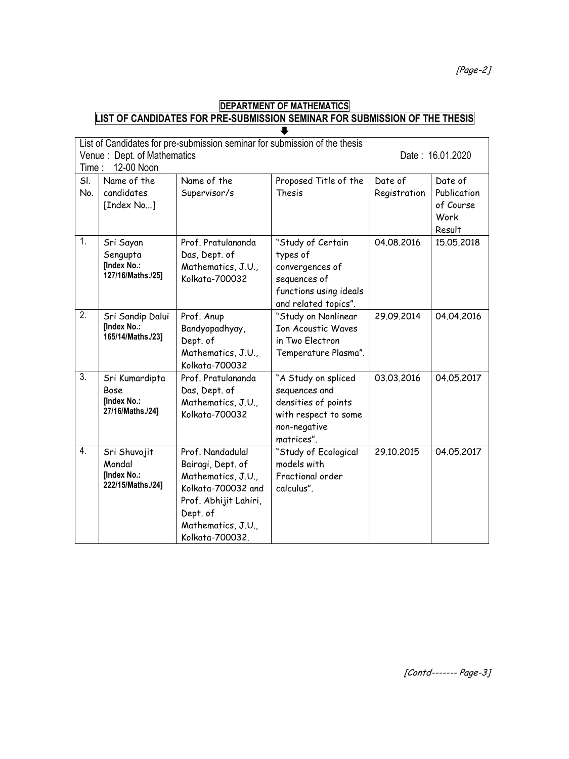## DEPARTMENT OF MATHEMATICS

## LIST OF CANDIDATES FOR PRE-SUBMISSION SEMINAR FOR SUBMISSION OF THE THESIS

List of Candidates for pre-submission seminar for submission of the thesis

Venue : Dept. of Mathematics

Date : 16.01.2020

Time : 12-00 Noon

| Sl. No. | Name of the candidates [Index No...] | Name of the Supervisor/s | Proposed Title of the Thesis | Date of Registration | Date of Publication of Course Work Result |
|---|---|---|---|---|---|
| 1. | Sri Sayan Sengupta **[Index No.: 127/16/Maths./25]** | Prof. Pratulananda Das, Dept. of Mathematics, J.U., Kolkata-700032 | "Study of Certain types of convergences of sequences of functions using ideals and related topics". | 04.08.2016 | 15.05.2018 |
| 2. | Sri Sandip Dalui **[Index No.: 165/14/Maths./23]** | Prof. Anup Bandyopadhyay, Dept. of Mathematics, J.U., Kolkata-700032 | "Study on Nonlinear Ion Acoustic Waves in Two Electron Temperature Plasma". | 29.09.2014 | 04.04.2016 |
| 3. | Sri Kumardipta Bose **[Index No.: 27/16/Maths./24]** | Prof. Pratulananda Das, Dept. of Mathematics, J.U., Kolkata-700032 | "A Study on spliced sequences and densities of points with respect to some non-negative matrices". | 03.03.2016 | 04.05.2017 |
| 4. | Sri Shuvojit Mondal **[Index No.: 222/15/Maths./24]** | Prof. Nandadulal Bairagi, Dept. of Mathematics, J.U., Kolkata-700032 and Prof. Abhijit Lahiri, Dept. of Mathematics, J.U., Kolkata-700032. | "Study of Ecological models with Fractional order calculus". | 29.10.2015 | 04.05.2017 |

*[Contd------- Page-3]*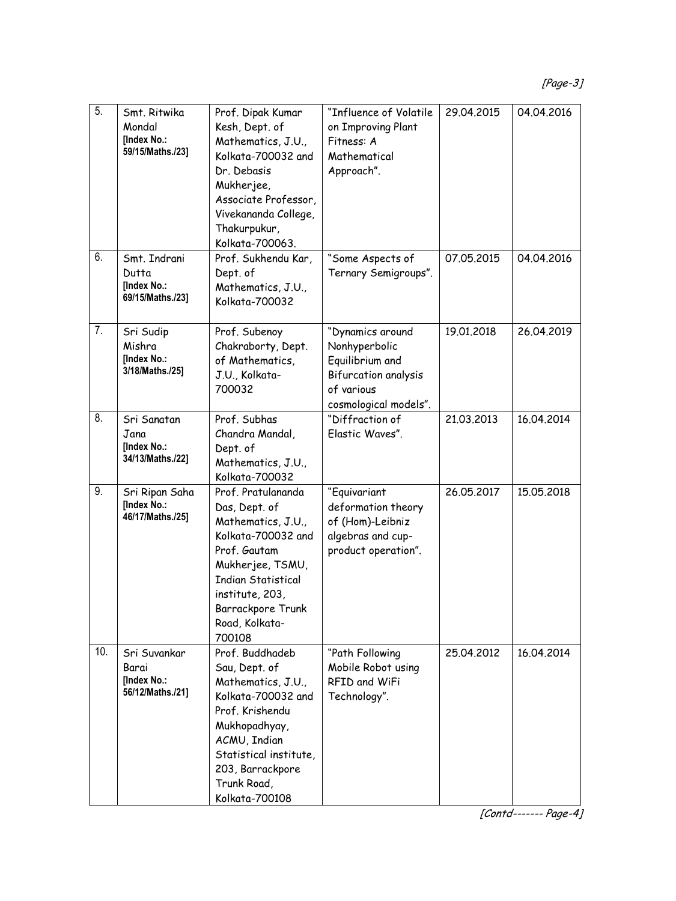| | | | | | |
|---|---|---|---|---|---|
| 5. | Smt. Ritwika Mondal **[Index No.: 59/15/Maths./23]** | Prof. Dipak Kumar Kesh, Dept. of Mathematics, J.U., Kolkata-700032 and Dr. Debasis Mukherjee, Associate Professor, Vivekananda College, Thakurpukur, Kolkata-700063. | "Influence of Volatile on Improving Plant Fitness: A Mathematical Approach". | 29.04.2015 | 04.04.2016 |
| 6. | Smt. Indrani Dutta **[Index No.: 69/15/Maths./23]** | Prof. Sukhendu Kar, Dept. of Mathematics, J.U., Kolkata-700032 | "Some Aspects of Ternary Semigroups". | 07.05.2015 | 04.04.2016 |
| 7. | Sri Sudip Mishra **[Index No.: 3/18/Maths./25]** | Prof. Subenoy Chakraborty, Dept. of Mathematics, J.U., Kolkata-700032 | "Dynamics around Nonhyperbolic Equilibrium and Bifurcation analysis of various cosmological models". | 19.01.2018 | 26.04.2019 |
| 8. | Sri Sanatan Jana **[Index No.: 34/13/Maths./22]** | Prof. Subhas Chandra Mandal, Dept. of Mathematics, J.U., Kolkata-700032 | "Diffraction of Elastic Waves". | 21.03.2013 | 16.04.2014 |
| 9. | Sri Ripan Saha **[Index No.: 46/17/Maths./25]** | Prof. Pratulananda Das, Dept. of Mathematics, J.U., Kolkata-700032 and Prof. Gautam Mukherjee, TSMU, Indian Statistical institute, 203, Barrackpore Trunk Road, Kolkata-700108 | "Equivariant deformation theory of (Hom)-Leibniz algebras and cup-product operation". | 26.05.2017 | 15.05.2018 |
| 10. | Sri Suvankar Barai **[Index No.: 56/12/Maths./21]** | Prof. Buddhadeb Sau, Dept. of Mathematics, J.U., Kolkata-700032 and Prof. Krishendu Mukhopadhyay, ACMU, Indian Statistical institute, 203, Barrackpore Trunk Road, Kolkata-700108 | "Path Following Mobile Robot using RFID and WiFi Technology". | 25.04.2012 | 16.04.2014 |

*[Contd------- Page-4]*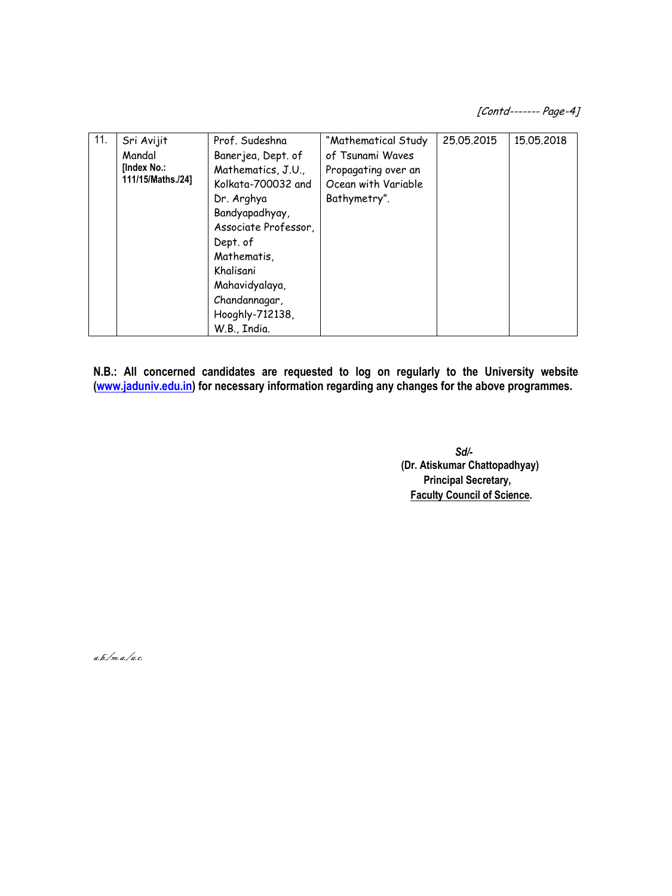[Contd------- Page-4]

| | | | | | |
|---|---|---|---|---|---|
| 11. | Sri Avijit Mandal **[Index No.: 111/15/Maths./24]** | Prof. Sudeshna Banerjea, Dept. of Mathematics, J.U., Kolkata-700032 and Dr. Arghya Bandyapadhyay, Associate Professor, Dept. of Mathematis, Khalisani Mahavidyalaya, Chandannagar, Hooghly-712138, W.B., India. | "Mathematical Study of Tsunami Waves Propagating over an Ocean with Variable Bathymetry". | 25.05.2015 | 15.05.2018 |

**N.B.: All concerned candidates are requested to log on regularly to the University website (www.jaduniv.edu.in) for necessary information regarding any changes for the above programmes.**

*Sd/-*
**(Dr. Atiskumar Chattopadhyay)**
**Principal Secretary,**
**Faculty Council of Science.**

*a.b./m.a./a.c.*